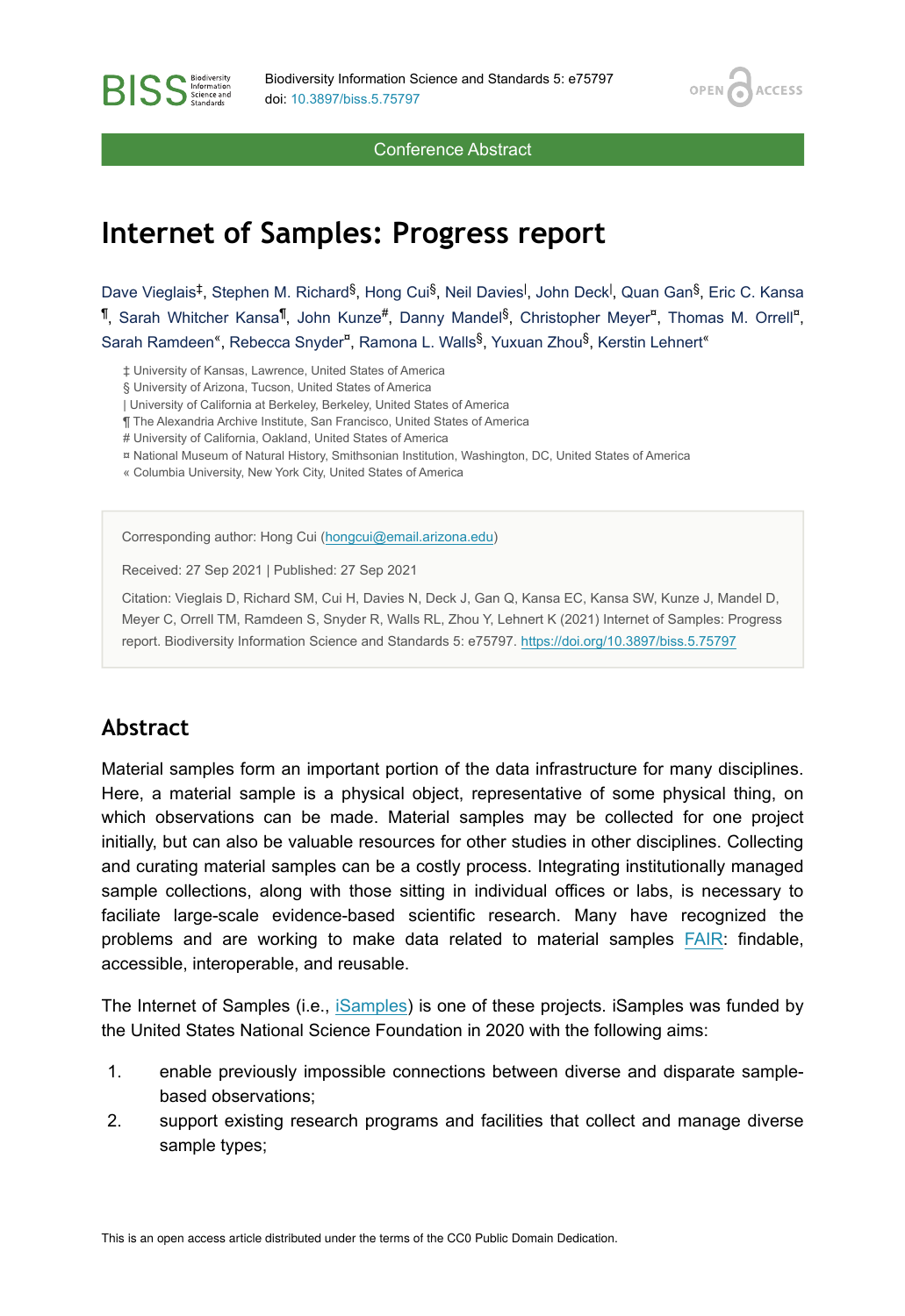# Internet of Samples: Progress report

Dave Vieglais[‡], Stephen M. Richard[§], Hong Cui[§], Neil Davies[|], John Deck[|], Quan Gan[§], Eric C. Kansa[¶], Sarah Whitcher Kansa[¶], John Kunze[#], Danny Mandel[§], Christopher Meyer[¤], Thomas M. Orrell[¤], Sarah Ramdeen[«], Rebecca Snyder[¤], Ramona L. Walls[§], Yuxuan Zhou[§], Kerstin Lehnert[«]

‡ University of Kansas, Lawrence, United States of America
§ University of Arizona, Tucson, United States of America
| University of California at Berkeley, Berkeley, United States of America
¶ The Alexandria Archive Institute, San Francisco, United States of America
# University of California, Oakland, United States of America
¤ National Museum of Natural History, Smithsonian Institution, Washington, DC, United States of America
« Columbia University, New York City, United States of America

Corresponding author: Hong Cui (hongcui@email.arizona.edu)

Received: 27 Sep 2021 | Published: 27 Sep 2021

Citation: Vieglais D, Richard SM, Cui H, Davies N, Deck J, Gan Q, Kansa EC, Kansa SW, Kunze J, Mandel D, Meyer C, Orrell TM, Ramdeen S, Snyder R, Walls RL, Zhou Y, Lehnert K (2021) Internet of Samples: Progress report. Biodiversity Information Science and Standards 5: e75797. https://doi.org/10.3897/biss.5.75797

## Abstract

Material samples form an important portion of the data infrastructure for many disciplines. Here, a material sample is a physical object, representative of some physical thing, on which observations can be made. Material samples may be collected for one project initially, but can also be valuable resources for other studies in other disciplines. Collecting and curating material samples can be a costly process. Integrating institutionally managed sample collections, along with those sitting in individual offices or labs, is necessary to faciliate large-scale evidence-based scientific research. Many have recognized the problems and are working to make data related to material samples FAIR: findable, accessible, interoperable, and reusable.

The Internet of Samples (i.e., iSamples) is one of these projects. iSamples was funded by the United States National Science Foundation in 2020 with the following aims:

1. enable previously impossible connections between diverse and disparate sample-based observations;
2. support existing research programs and facilities that collect and manage diverse sample types;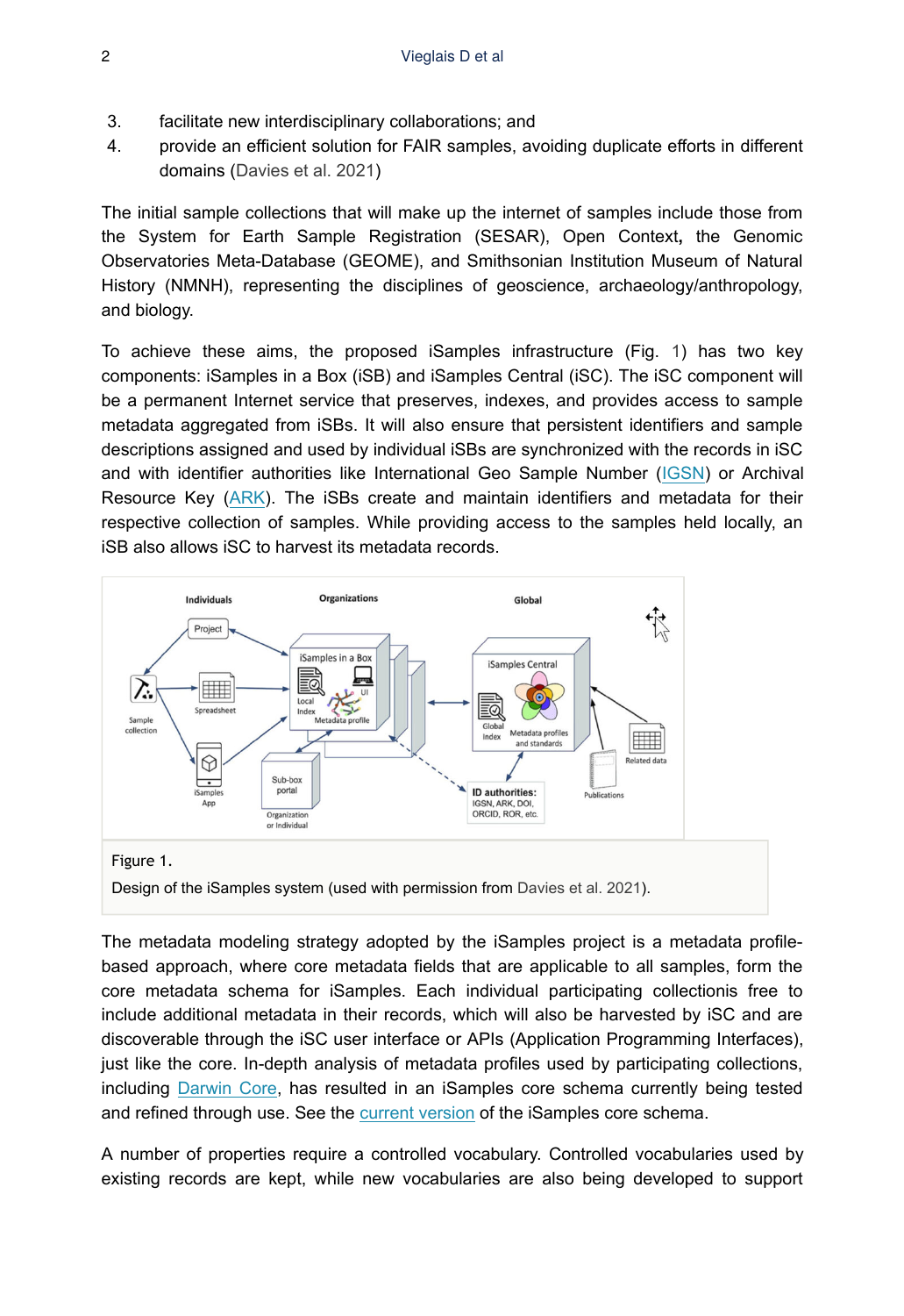3. facilitate new interdisciplinary collaborations; and
4. provide an efficient solution for FAIR samples, avoiding duplicate efforts in different domains (Davies et al. 2021)

The initial sample collections that will make up the internet of samples include those from the System for Earth Sample Registration (SESAR), Open Context**,** the Genomic Observatories Meta-Database (GEOME), and Smithsonian Institution Museum of Natural History (NMNH), representing the disciplines of geoscience, archaeology/anthropology, and biology.

To achieve these aims, the proposed iSamples infrastructure (Fig. 1) has two key components: iSamples in a Box (iSB) and iSamples Central (iSC). The iSC component will be a permanent Internet service that preserves, indexes, and provides access to sample metadata aggregated from iSBs. It will also ensure that persistent identifiers and sample descriptions assigned and used by individual iSBs are synchronized with the records in iSC and with identifier authorities like International Geo Sample Number (IGSN) or Archival Resource Key (ARK). The iSBs create and maintain identifiers and metadata for their respective collection of samples. While providing access to the samples held locally, an iSB also allows iSC to harvest its metadata records.

Figure 1.

Design of the iSamples system (used with permission from Davies et al. 2021).

The metadata modeling strategy adopted by the iSamples project is a metadata profile-based approach, where core metadata fields that are applicable to all samples, form the core metadata schema for iSamples. Each individual participating collectionis free to include additional metadata in their records, which will also be harvested by iSC and are discoverable through the iSC user interface or APIs (Application Programming Interfaces), just like the core. In-depth analysis of metadata profiles used by participating collections, including Darwin Core, has resulted in an iSamples core schema currently being tested and refined through use. See the current version of the iSamples core schema.

A number of properties require a controlled vocabulary. Controlled vocabularies used by existing records are kept, while new vocabularies are also being developed to support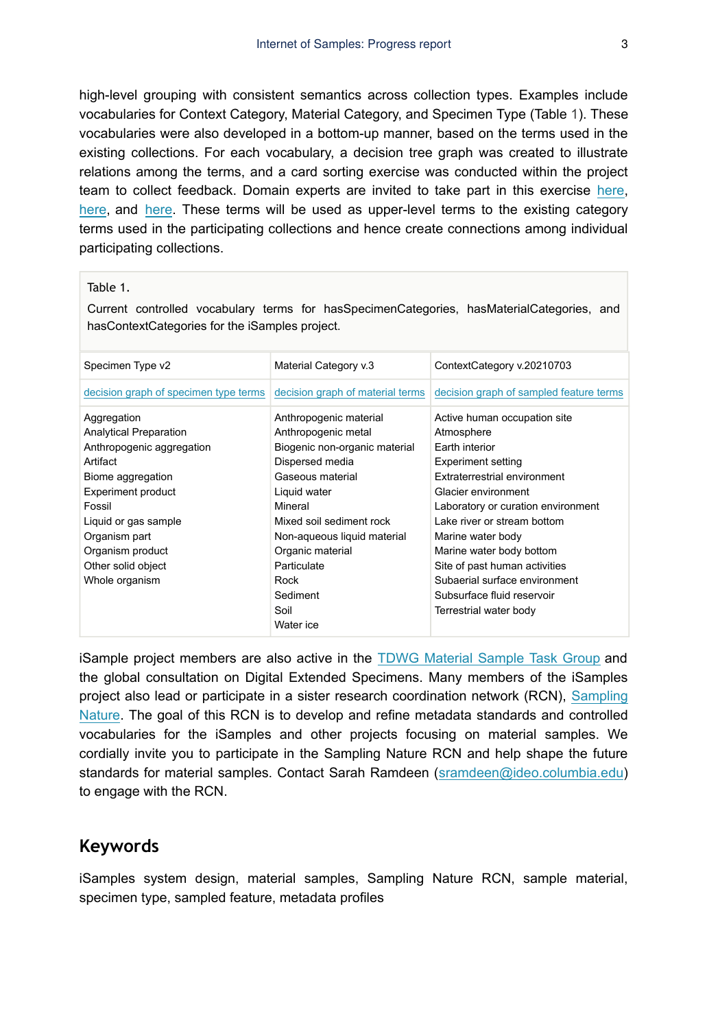high-level grouping with consistent semantics across collection types. Examples include vocabularies for Context Category, Material Category, and Specimen Type (Table 1). These vocabularies were also developed in a bottom-up manner, based on the terms used in the existing collections. For each vocabulary, a decision tree graph was created to illustrate relations among the terms, and a card sorting exercise was conducted within the project team to collect feedback. Domain experts are invited to take part in this exercise here, here, and here. These terms will be used as upper-level terms to the existing category terms used in the participating collections and hence create connections among individual participating collections.

Table 1.

Current controlled vocabulary terms for hasSpecimenCategories, hasMaterialCategories, and hasContextCategories for the iSamples project.

| Specimen Type v2 | Material Category v.3 | ContextCategory v.20210703 |
|---|---|---|
| decision graph of specimen type terms | decision graph of material terms | decision graph of sampled feature terms |
| Aggregation<br>Analytical Preparation<br>Anthropogenic aggregation<br>Artifact<br>Biome aggregation<br>Experiment product<br>Fossil<br>Liquid or gas sample<br>Organism part<br>Organism product<br>Other solid object<br>Whole organism | Anthropogenic material<br>Anthropogenic metal<br>Biogenic non-organic material<br>Dispersed media<br>Gaseous material<br>Liquid water<br>Mineral<br>Mixed soil sediment rock<br>Non-aqueous liquid material<br>Organic material<br>Particulate<br>Rock<br>Sediment<br>Soil<br>Water ice | Active human occupation site<br>Atmosphere<br>Earth interior<br>Experiment setting<br>Extraterrestrial environment<br>Glacier environment<br>Laboratory or curation environment<br>Lake river or stream bottom<br>Marine water body<br>Marine water body bottom<br>Site of past human activities<br>Subaerial surface environment<br>Subsurface fluid reservoir<br>Terrestrial water body |

iSample project members are also active in the TDWG Material Sample Task Group and the global consultation on Digital Extended Specimens. Many members of the iSamples project also lead or participate in a sister research coordination network (RCN), Sampling Nature. The goal of this RCN is to develop and refine metadata standards and controlled vocabularies for the iSamples and other projects focusing on material samples. We cordially invite you to participate in the Sampling Nature RCN and help shape the future standards for material samples. Contact Sarah Ramdeen (sramdeen@ideo.columbia.edu) to engage with the RCN.

## Keywords

iSamples system design, material samples, Sampling Nature RCN, sample material, specimen type, sampled feature, metadata profiles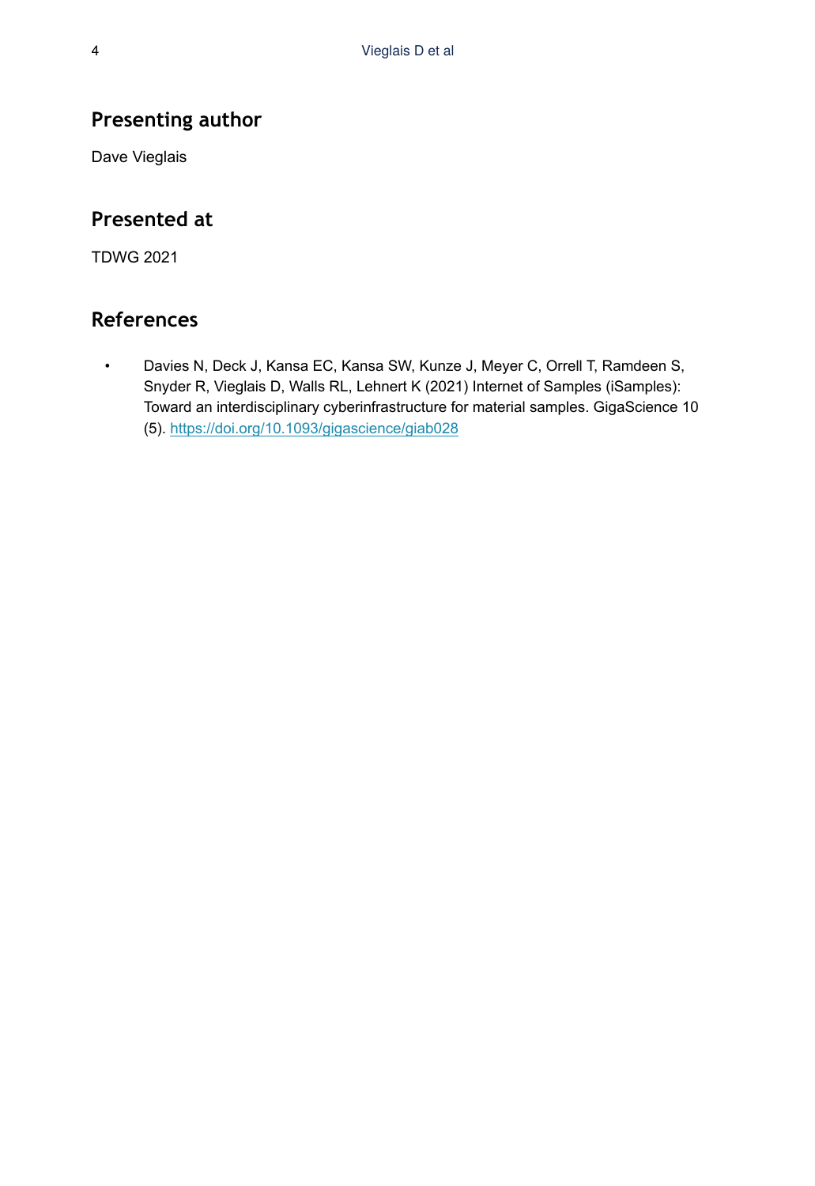## Presenting author

Dave Vieglais

## Presented at

TDWG 2021

## References

- Davies N, Deck J, Kansa EC, Kansa SW, Kunze J, Meyer C, Orrell T, Ramdeen S, Snyder R, Vieglais D, Walls RL, Lehnert K (2021) Internet of Samples (iSamples): Toward an interdisciplinary cyberinfrastructure for material samples. GigaScience 10 (5). https://doi.org/10.1093/gigascience/giab028